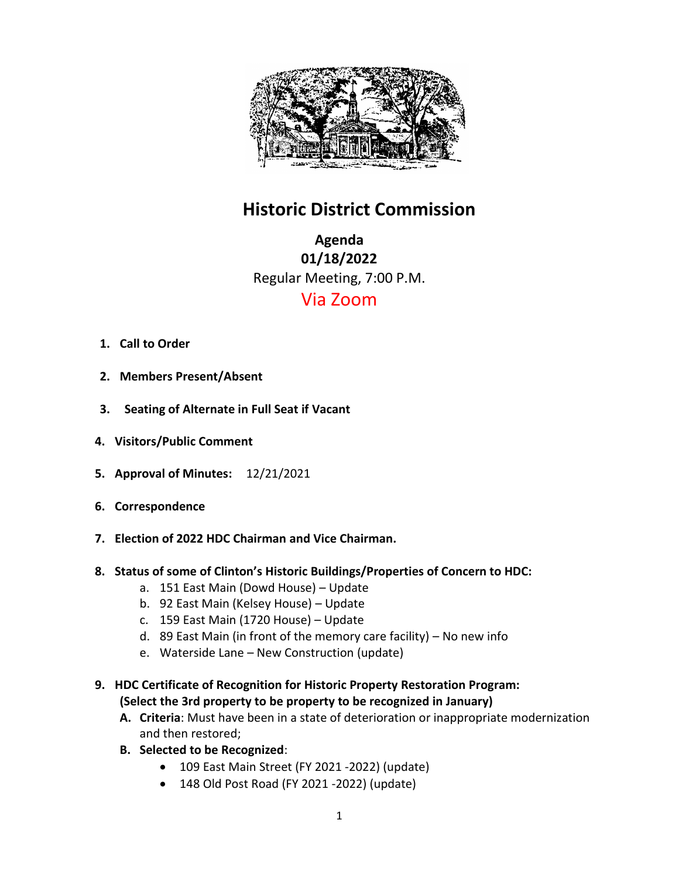# Historic District Commission

**Agenda**
**01/18/2022**
Regular Meeting, 7:00 P.M.
Via Zoom

1. **Call to Order**
2. **Members Present/Absent**
3. **Seating of Alternate in Full Seat if Vacant**
4. **Visitors/Public Comment**
5. **Approval of Minutes:** 12/21/2021
6. **Correspondence**
7. **Election of 2022 HDC Chairman and Vice Chairman.**
8. **Status of some of Clinton's Historic Buildings/Properties of Concern to HDC:**
   a. 151 East Main (Dowd House) – Update
   b. 92 East Main (Kelsey House) – Update
   c. 159 East Main (1720 House) – Update
   d. 89 East Main (in front of the memory care facility) – No new info
   e. Waterside Lane – New Construction (update)
9. **HDC Certificate of Recognition for Historic Property Restoration Program: (Select the 3rd property to be property to be recognized in January)**
   A. **Criteria**: Must have been in a state of deterioration or inappropriate modernization and then restored;
   B. **Selected to be Recognized**:
      - 109 East Main Street (FY 2021 -2022) (update)
      - 148 Old Post Road (FY 2021 -2022) (update)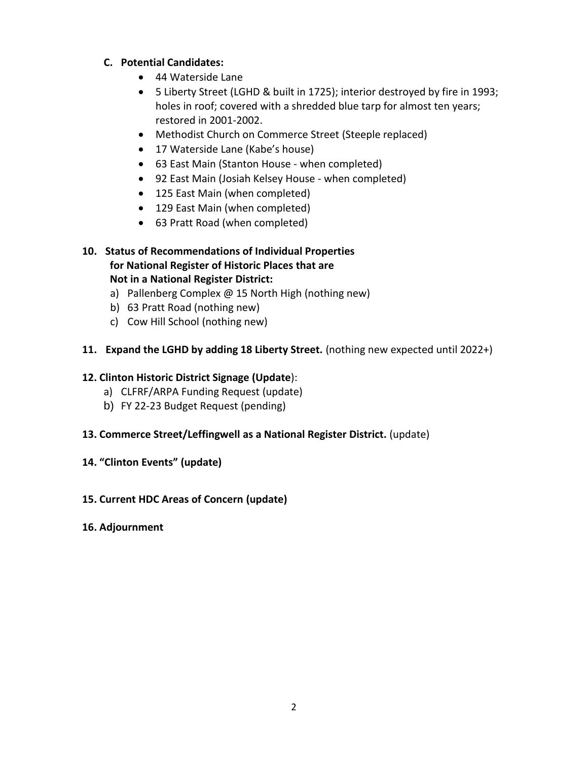**C. Potential Candidates:**

- 44 Waterside Lane
- 5 Liberty Street (LGHD & built in 1725); interior destroyed by fire in 1993; holes in roof; covered with a shredded blue tarp for almost ten years; restored in 2001-2002.
- Methodist Church on Commerce Street (Steeple replaced)
- 17 Waterside Lane (Kabe's house)
- 63 East Main (Stanton House - when completed)
- 92 East Main (Josiah Kelsey House - when completed)
- 125 East Main (when completed)
- 129 East Main (when completed)
- 63 Pratt Road (when completed)

**10. Status of Recommendations of Individual Properties for National Register of Historic Places that are Not in a National Register District:**

a) Pallenberg Complex @ 15 North High (nothing new)
b) 63 Pratt Road (nothing new)
c) Cow Hill School (nothing new)

**11. Expand the LGHD by adding 18 Liberty Street.** (nothing new expected until 2022+)

**12. Clinton Historic District Signage (Update)**:

a) CLFRF/ARPA Funding Request (update)
b) FY 22-23 Budget Request (pending)

**13. Commerce Street/Leffingwell as a National Register District.** (update)

**14. "Clinton Events" (update)**

**15. Current HDC Areas of Concern (update)**

**16. Adjournment**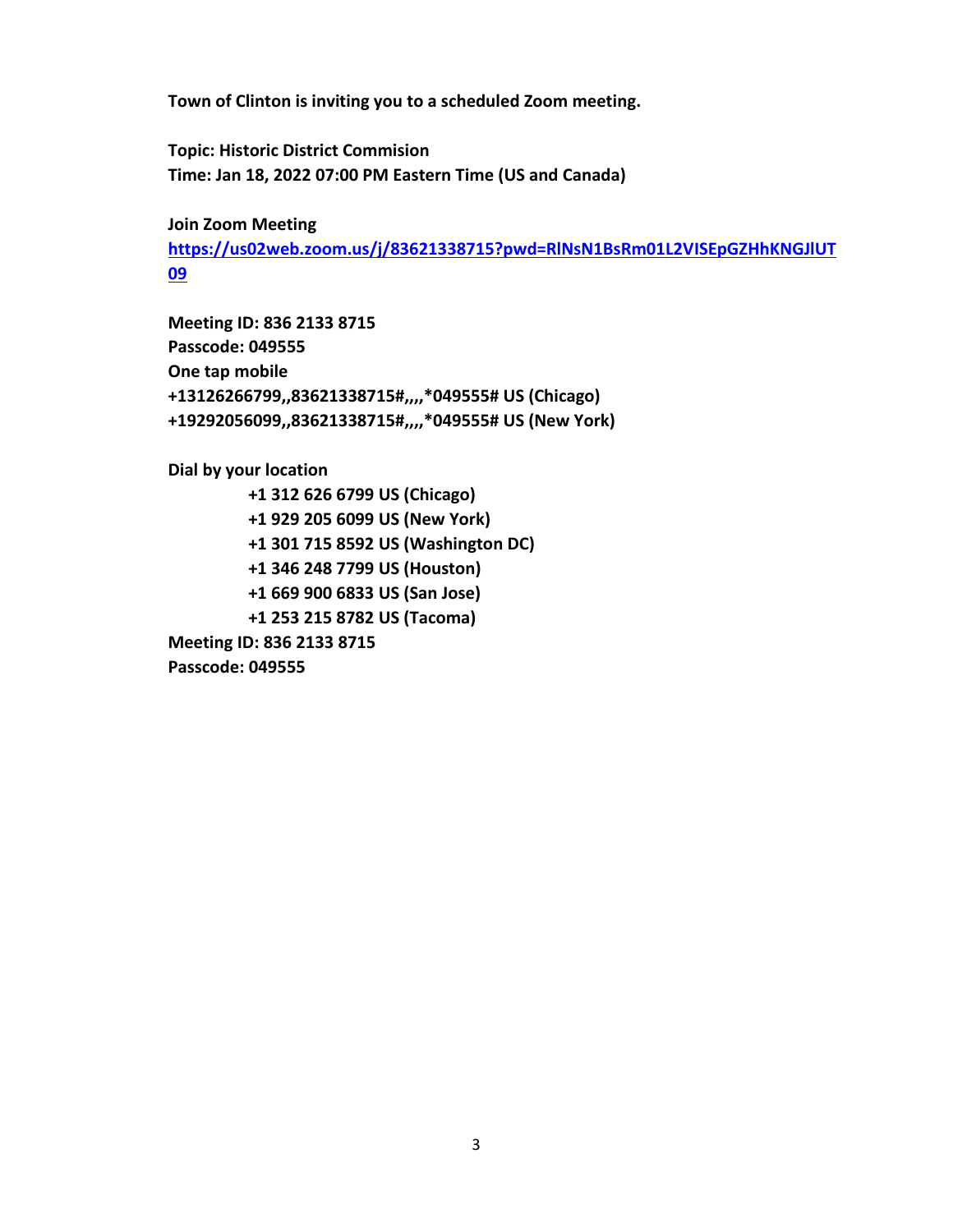**Town of Clinton is inviting you to a scheduled Zoom meeting.**

**Topic: Historic District Commision**
**Time: Jan 18, 2022 07:00 PM Eastern Time (US and Canada)**

**Join Zoom Meeting**
**https://us02web.zoom.us/j/83621338715?pwd=RlNsN1BsRm01L2VISEpGZHhKNGJlUT09**

**Meeting ID: 836 2133 8715**
**Passcode: 049555**
**One tap mobile**
**+13126266799,,83621338715#,,,,*049555# US (Chicago)**
**+19292056099,,83621338715#,,,,*049555# US (New York)**

**Dial by your location**

**+1 312 626 6799 US (Chicago)**
**+1 929 205 6099 US (New York)**
**+1 301 715 8592 US (Washington DC)**
**+1 346 248 7799 US (Houston)**
**+1 669 900 6833 US (San Jose)**
**+1 253 215 8782 US (Tacoma)**

**Meeting ID: 836 2133 8715**
**Passcode: 049555**